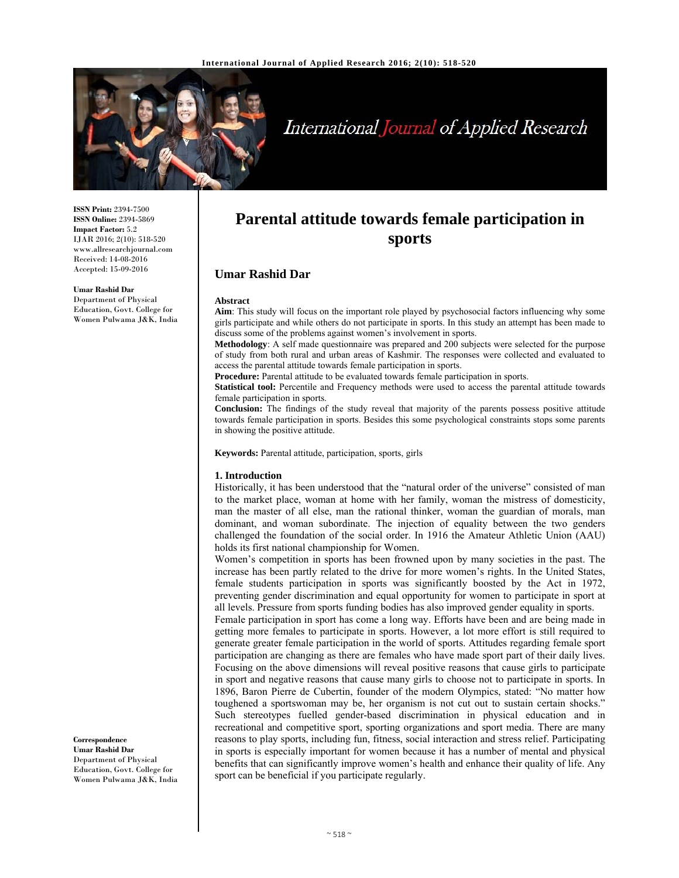ISSN Print: 2394-7500
ISSN Online: 2394-5869
Impact Factor: 5.2
IJAR 2016; 2(10): 518-520
www.allresearchjournal.com
Received: 14-08-2016
Accepted: 15-09-2016

**Umar Rashid Dar**
Department of Physical Education, Govt. College for Women Pulwama J&K, India

**Correspondence**
**Umar Rashid Dar**
Department of Physical Education, Govt. College for Women Pulwama J&K, India

# Parental attitude towards female participation in sports

## Umar Rashid Dar

**Abstract**

**Aim**: This study will focus on the important role played by psychosocial factors influencing why some girls participate and while others do not participate in sports. In this study an attempt has been made to discuss some of the problems against women's involvement in sports.

**Methodology**: A self made questionnaire was prepared and 200 subjects were selected for the purpose of study from both rural and urban areas of Kashmir. The responses were collected and evaluated to access the parental attitude towards female participation in sports.

**Procedure:** Parental attitude to be evaluated towards female participation in sports.

**Statistical tool:** Percentile and Frequency methods were used to access the parental attitude towards female participation in sports.

**Conclusion:** The findings of the study reveal that majority of the parents possess positive attitude towards female participation in sports. Besides this some psychological constraints stops some parents in showing the positive attitude.

**Keywords:** Parental attitude, participation, sports, girls

### 1. Introduction

Historically, it has been understood that the "natural order of the universe" consisted of man to the market place, woman at home with her family, woman the mistress of domesticity, man the master of all else, man the rational thinker, woman the guardian of morals, man dominant, and woman subordinate. The injection of equality between the two genders challenged the foundation of the social order. In 1916 the Amateur Athletic Union (AAU) holds its first national championship for Women.

Women's competition in sports has been frowned upon by many societies in the past. The increase has been partly related to the drive for more women's rights. In the United States, female students participation in sports was significantly boosted by the Act in 1972, preventing gender discrimination and equal opportunity for women to participate in sport at all levels. Pressure from sports funding bodies has also improved gender equality in sports.

Female participation in sport has come a long way. Efforts have been and are being made in getting more females to participate in sports. However, a lot more effort is still required to generate greater female participation in the world of sports. Attitudes regarding female sport participation are changing as there are females who have made sport part of their daily lives. Focusing on the above dimensions will reveal positive reasons that cause girls to participate in sport and negative reasons that cause many girls to choose not to participate in sports. In 1896, Baron Pierre de Cubertin, founder of the modern Olympics, stated: "No matter how toughened a sportswoman may be, her organism is not cut out to sustain certain shocks." Such stereotypes fuelled gender-based discrimination in physical education and in recreational and competitive sport, sporting organizations and sport media. There are many reasons to play sports, including fun, fitness, social interaction and stress relief. Participating in sports is especially important for women because it has a number of mental and physical benefits that can significantly improve women's health and enhance their quality of life. Any sport can be beneficial if you participate regularly.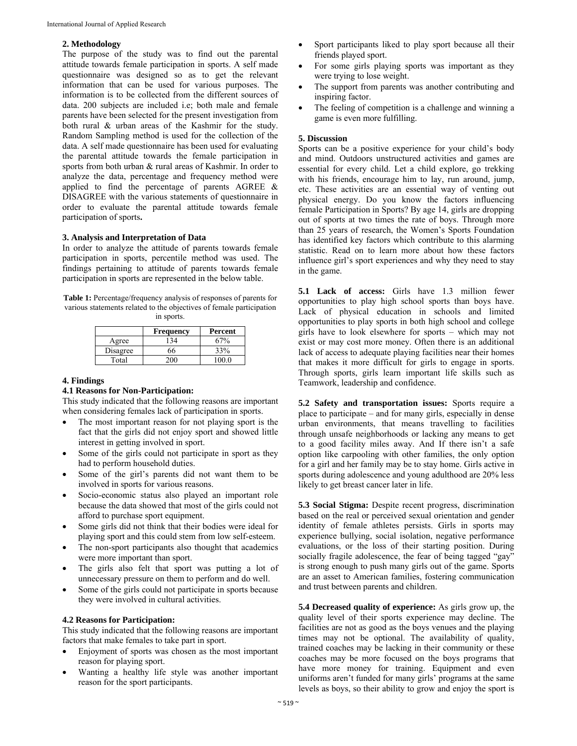## 2. Methodology

The purpose of the study was to find out the parental attitude towards female participation in sports. A self made questionnaire was designed so as to get the relevant information that can be used for various purposes. The information is to be collected from the different sources of data. 200 subjects are included i.e; both male and female parents have been selected for the present investigation from both rural & urban areas of the Kashmir for the study. Random Sampling method is used for the collection of the data. A self made questionnaire has been used for evaluating the parental attitude towards the female participation in sports from both urban & rural areas of Kashmir. In order to analyze the data, percentage and frequency method were applied to find the percentage of parents AGREE & DISAGREE with the various statements of questionnaire in order to evaluate the parental attitude towards female participation of sports**.**

## 3. Analysis and Interpretation of Data

In order to analyze the attitude of parents towards female participation in sports, percentile method was used. The findings pertaining to attitude of parents towards female participation in sports are represented in the below table.

**Table 1:** Percentage/frequency analysis of responses of parents for various statements related to the objectives of female participation in sports.

| | Frequency | Percent |
|---|---|---|
| Agree | 134 | 67% |
| Disagree | 66 | 33% |
| Total | 200 | 100.0 |

## 4. Findings

### 4.1 Reasons for Non-Participation:

This study indicated that the following reasons are important when considering females lack of participation in sports.

- The most important reason for not playing sport is the fact that the girls did not enjoy sport and showed little interest in getting involved in sport.
- Some of the girls could not participate in sport as they had to perform household duties.
- Some of the girl's parents did not want them to be involved in sports for various reasons.
- Socio-economic status also played an important role because the data showed that most of the girls could not afford to purchase sport equipment.
- Some girls did not think that their bodies were ideal for playing sport and this could stem from low self-esteem.
- The non-sport participants also thought that academics were more important than sport.
- The girls also felt that sport was putting a lot of unnecessary pressure on them to perform and do well.
- Some of the girls could not participate in sports because they were involved in cultural activities.

### 4.2 Reasons for Participation:

This study indicated that the following reasons are important factors that make females to take part in sport.

- Enjoyment of sports was chosen as the most important reason for playing sport.
- Wanting a healthy life style was another important reason for the sport participants.
- Sport participants liked to play sport because all their friends played sport.
- For some girls playing sports was important as they were trying to lose weight.
- The support from parents was another contributing and inspiring factor.
- The feeling of competition is a challenge and winning a game is even more fulfilling.

## 5. Discussion

Sports can be a positive experience for your child's body and mind. Outdoors unstructured activities and games are essential for every child. Let a child explore, go trekking with his friends, encourage him to lay, run around, jump, etc. These activities are an essential way of venting out physical energy. Do you know the factors influencing female Participation in Sports? By age 14, girls are dropping out of sports at two times the rate of boys. Through more than 25 years of research, the Women's Sports Foundation has identified key factors which contribute to this alarming statistic. Read on to learn more about how these factors influence girl's sport experiences and why they need to stay in the game.

**5.1 Lack of access:** Girls have 1.3 million fewer opportunities to play high school sports than boys have. Lack of physical education in schools and limited opportunities to play sports in both high school and college girls have to look elsewhere for sports – which may not exist or may cost more money. Often there is an additional lack of access to adequate playing facilities near their homes that makes it more difficult for girls to engage in sports. Through sports, girls learn important life skills such as Teamwork, leadership and confidence.

**5.2 Safety and transportation issues:** Sports require a place to participate – and for many girls, especially in dense urban environments, that means travelling to facilities through unsafe neighborhoods or lacking any means to get to a good facility miles away. And If there isn't a safe option like carpooling with other families, the only option for a girl and her family may be to stay home. Girls active in sports during adolescence and young adulthood are 20% less likely to get breast cancer later in life.

**5.3 Social Stigma:** Despite recent progress, discrimination based on the real or perceived sexual orientation and gender identity of female athletes persists. Girls in sports may experience bullying, social isolation, negative performance evaluations, or the loss of their starting position. During socially fragile adolescence, the fear of being tagged "gay" is strong enough to push many girls out of the game. Sports are an asset to American families, fostering communication and trust between parents and children.

**5.4 Decreased quality of experience:** As girls grow up, the quality level of their sports experience may decline. The facilities are not as good as the boys venues and the playing times may not be optional. The availability of quality, trained coaches may be lacking in their community or these coaches may be more focused on the boys programs that have more money for training. Equipment and even uniforms aren't funded for many girls' programs at the same levels as boys, so their ability to grow and enjoy the sport is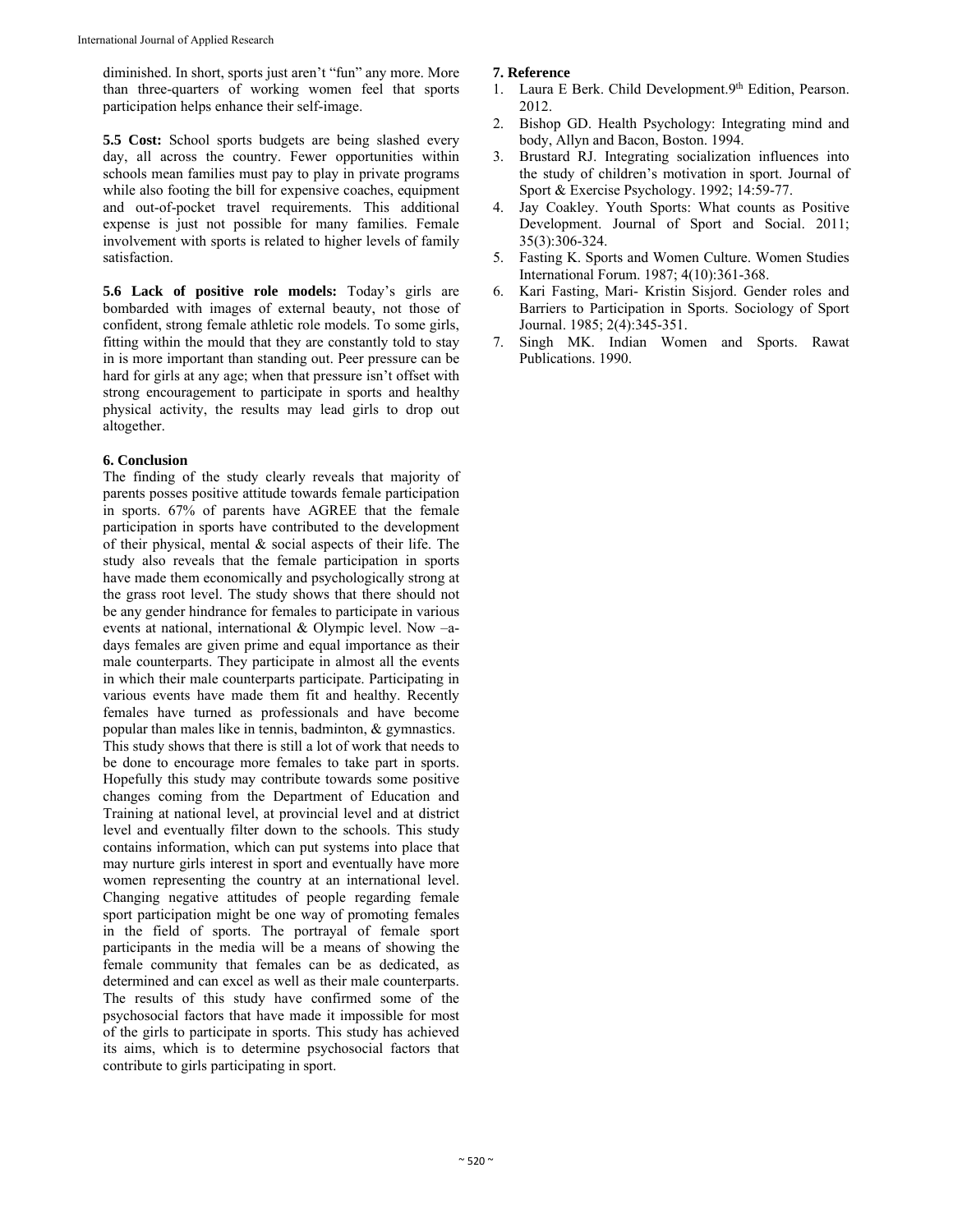diminished. In short, sports just aren't "fun" any more. More than three-quarters of working women feel that sports participation helps enhance their self-image.

**5.5 Cost:** School sports budgets are being slashed every day, all across the country. Fewer opportunities within schools mean families must pay to play in private programs while also footing the bill for expensive coaches, equipment and out-of-pocket travel requirements. This additional expense is just not possible for many families. Female involvement with sports is related to higher levels of family satisfaction.

**5.6 Lack of positive role models:** Today's girls are bombarded with images of external beauty, not those of confident, strong female athletic role models. To some girls, fitting within the mould that they are constantly told to stay in is more important than standing out. Peer pressure can be hard for girls at any age; when that pressure isn't offset with strong encouragement to participate in sports and healthy physical activity, the results may lead girls to drop out altogether.

## 6. Conclusion

The finding of the study clearly reveals that majority of parents posses positive attitude towards female participation in sports. 67% of parents have AGREE that the female participation in sports have contributed to the development of their physical, mental & social aspects of their life. The study also reveals that the female participation in sports have made them economically and psychologically strong at the grass root level. The study shows that there should not be any gender hindrance for females to participate in various events at national, international & Olympic level. Now –a-days females are given prime and equal importance as their male counterparts. They participate in almost all the events in which their male counterparts participate. Participating in various events have made them fit and healthy. Recently females have turned as professionals and have become popular than males like in tennis, badminton, & gymnastics.

This study shows that there is still a lot of work that needs to be done to encourage more females to take part in sports. Hopefully this study may contribute towards some positive changes coming from the Department of Education and Training at national level, at provincial level and at district level and eventually filter down to the schools. This study contains information, which can put systems into place that may nurture girls interest in sport and eventually have more women representing the country at an international level. Changing negative attitudes of people regarding female sport participation might be one way of promoting females in the field of sports. The portrayal of female sport participants in the media will be a means of showing the female community that females can be as dedicated, as determined and can excel as well as their male counterparts. The results of this study have confirmed some of the psychosocial factors that have made it impossible for most of the girls to participate in sports. This study has achieved its aims, which is to determine psychosocial factors that contribute to girls participating in sport.

## 7. Reference

1. Laura E Berk. Child Development.9th Edition, Pearson. 2012.
2. Bishop GD. Health Psychology: Integrating mind and body, Allyn and Bacon, Boston. 1994.
3. Brustard RJ. Integrating socialization influences into the study of children's motivation in sport. Journal of Sport & Exercise Psychology. 1992; 14:59-77.
4. Jay Coakley. Youth Sports: What counts as Positive Development. Journal of Sport and Social. 2011; 35(3):306-324.
5. Fasting K. Sports and Women Culture. Women Studies International Forum. 1987; 4(10):361-368.
6. Kari Fasting, Mari- Kristin Sisjord. Gender roles and Barriers to Participation in Sports. Sociology of Sport Journal. 1985; 2(4):345-351.
7. Singh MK. Indian Women and Sports. Rawat Publications. 1990.